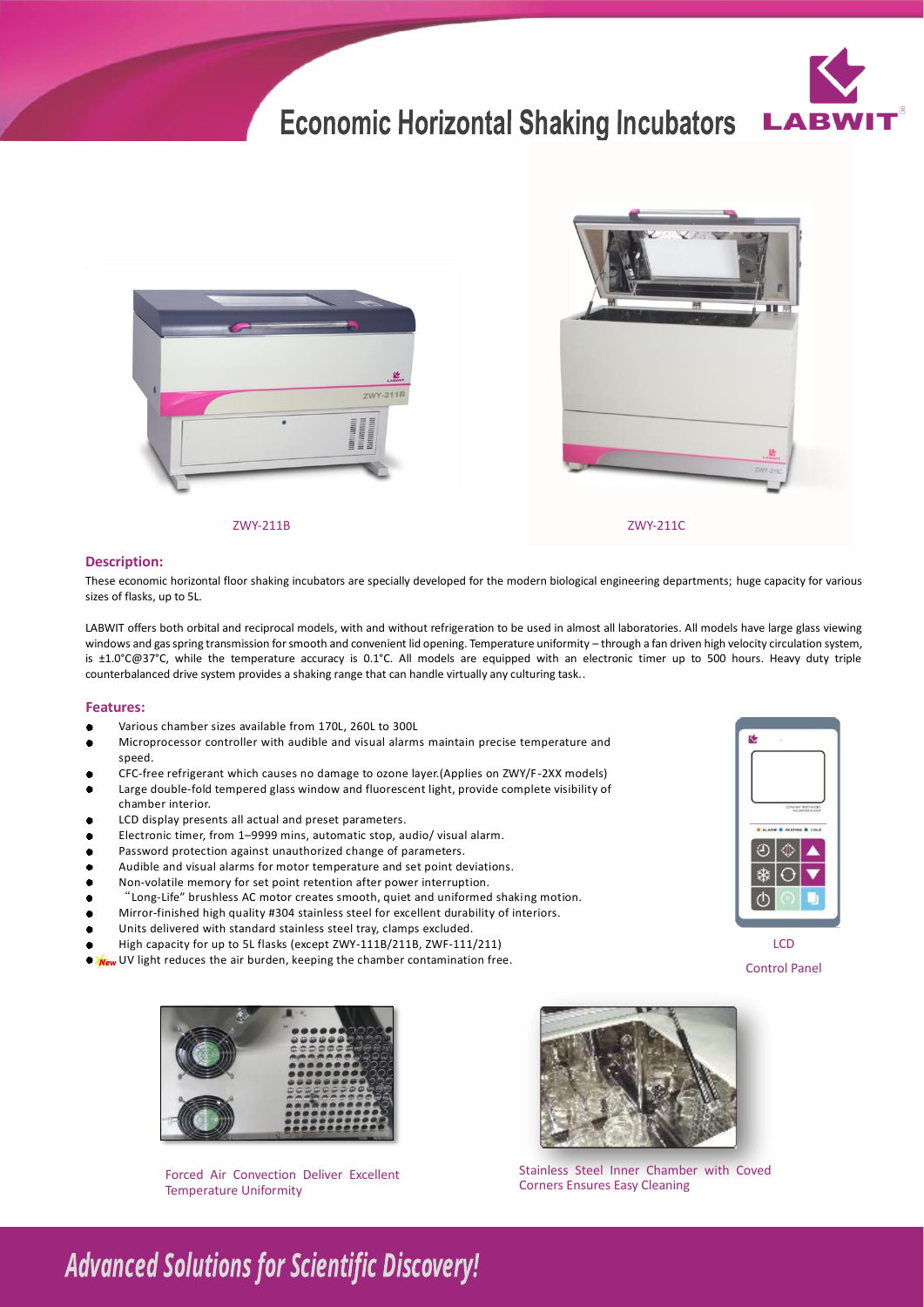# Economic Horizontal Shaking Incubators

ZWY-211B

ZWY-211C

## Description:

These economic horizontal floor shaking incubators are specially developed for the modern biological engineering departments; huge capacity for various sizes of flasks, up to 5L.

LABWIT offers both orbital and reciprocal models, with and without refrigeration to be used in almost all laboratories. All models have large glass viewing windows and gas spring transmission for smooth and convenient lid opening. Temperature uniformity – through a fan driven high velocity circulation system, is ±1.0°C@37°C, while the temperature accuracy is 0.1°C. All models are equipped with an electronic timer up to 500 hours. Heavy duty triple counterbalanced drive system provides a shaking range that can handle virtually any culturing task..

## Features:

- Various chamber sizes available from 170L, 260L to 300L
- Microprocessor controller with audible and visual alarms maintain precise temperature and speed.
- CFC-free refrigerant which causes no damage to ozone layer.(Applies on ZWY/F-2XX models)
- Large double-fold tempered glass window and fluorescent light, provide complete visibility of chamber interior.
- LCD display presents all actual and preset parameters.
- Electronic timer, from 1–9999 mins, automatic stop, audio/ visual alarm.
- Password protection against unauthorized change of parameters.
- Audible and visual alarms for motor temperature and set point deviations.
- Non-volatile memory for set point retention after power interruption.
- "Long-Life" brushless AC motor creates smooth, quiet and uniformed shaking motion.
- Mirror-finished high quality #304 stainless steel for excellent durability of interiors.
- Units delivered with standard stainless steel tray, clamps excluded.
- High capacity for up to 5L flasks (except ZWY-111B/211B, ZWF-111/211)
- *New* UV light reduces the air burden, keeping the chamber contamination free.

LCD Control Panel

Forced Air Convection Deliver Excellent Temperature Uniformity

Stainless Steel Inner Chamber with Coved Corners Ensures Easy Cleaning

*Advanced Solutions for Scientific Discovery!*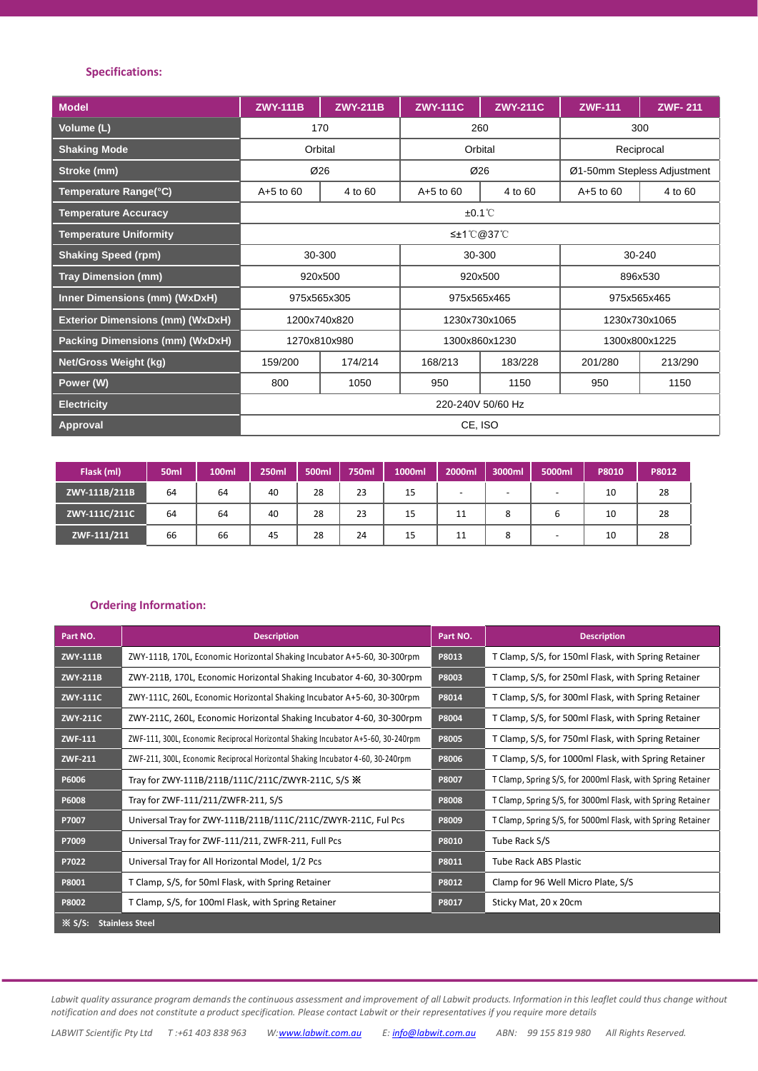## Specifications:

| Model | ZWY-111B | ZWY-211B | ZWY-111C | ZWY-211C | ZWF-111 | ZWF- 211 |
|---|---|---|---|---|---|---|
| Volume (L) | 170 | | 260 | | 300 | |
| Shaking Mode | Orbital | | Orbital | | Reciprocal | |
| Stroke (mm) | Ø26 | | Ø26 | | Ø1-50mm Stepless Adjustment | |
| Temperature Range(°C) | A+5 to 60 | 4 to 60 | A+5 to 60 | 4 to 60 | A+5 to 60 | 4 to 60 |
| Temperature Accuracy | ±0.1℃ | | | | | |
| Temperature Uniformity | ≤±1℃@37℃ | | | | | |
| Shaking Speed (rpm) | 30-300 | | 30-300 | | 30-240 | |
| Tray Dimension (mm) | 920x500 | | 920x500 | | 896x530 | |
| Inner Dimensions (mm) (WxDxH) | 975x565x305 | | 975x565x465 | | 975x565x465 | |
| Exterior Dimensions (mm) (WxDxH) | 1200x740x820 | | 1230x730x1065 | | 1230x730x1065 | |
| Packing Dimensions (mm) (WxDxH) | 1270x810x980 | | 1300x860x1230 | | 1300x800x1225 | |
| Net/Gross Weight (kg) | 159/200 | 174/214 | 168/213 | 183/228 | 201/280 | 213/290 |
| Power (W) | 800 | 1050 | 950 | 1150 | 950 | 1150 |
| Electricity | 220-240V 50/60 Hz | | | | | |
| Approval | CE, ISO | | | | | |

| Flask (ml) | 50ml | 100ml | 250ml | 500ml | 750ml | 1000ml | 2000ml | 3000ml | 5000ml | P8010 | P8012 |
|---|---|---|---|---|---|---|---|---|---|---|---|
| ZWY-111B/211B | 64 | 64 | 40 | 28 | 23 | 15 | - | - | - | 10 | 28 |
| ZWY-111C/211C | 64 | 64 | 40 | 28 | 23 | 15 | 11 | 8 | 6 | 10 | 28 |
| ZWF-111/211 | 66 | 66 | 45 | 28 | 24 | 15 | 11 | 8 | - | 10 | 28 |

## Ordering Information:

| Part NO. | Description | Part NO. | Description |
|---|---|---|---|
| ZWY-111B | ZWY-111B, 170L, Economic Horizontal Shaking Incubator A+5-60, 30-300rpm | P8013 | T Clamp, S/S, for 150ml Flask, with Spring Retainer |
| ZWY-211B | ZWY-211B, 170L, Economic Horizontal Shaking Incubator 4-60, 30-300rpm | P8003 | T Clamp, S/S, for 250ml Flask, with Spring Retainer |
| ZWY-111C | ZWY-111C, 260L, Economic Horizontal Shaking Incubator A+5-60, 30-300rpm | P8014 | T Clamp, S/S, for 300ml Flask, with Spring Retainer |
| ZWY-211C | ZWY-211C, 260L, Economic Horizontal Shaking Incubator 4-60, 30-300rpm | P8004 | T Clamp, S/S, for 500ml Flask, with Spring Retainer |
| ZWF-111 | ZWF-111, 300L, Economic Reciprocal Horizontal Shaking Incubator A+5-60, 30-240rpm | P8005 | T Clamp, S/S, for 750ml Flask, with Spring Retainer |
| ZWF-211 | ZWF-211, 300L, Economic Reciprocal Horizontal Shaking Incubator 4-60, 30-240rpm | P8006 | T Clamp, S/S, for 1000ml Flask, with Spring Retainer |
| P6006 | Tray for ZWY-111B/211B/111C/211C/ZWYR-211C, S/S ※ | P8007 | T Clamp, Spring S/S, for 2000ml Flask, with Spring Retainer |
| P6008 | Tray for ZWF-111/211/ZWFR-211, S/S | P8008 | T Clamp, Spring S/S, for 3000ml Flask, with Spring Retainer |
| P7007 | Universal Tray for ZWY-111B/211B/111C/211C/ZWYR-211C, Ful Pcs | P8009 | T Clamp, Spring S/S, for 5000ml Flask, with Spring Retainer |
| P7009 | Universal Tray for ZWF-111/211, ZWFR-211, Full Pcs | P8010 | Tube Rack S/S |
| P7022 | Universal Tray for All Horizontal Model, 1/2 Pcs | P8011 | Tube Rack ABS Plastic |
| P8001 | T Clamp, S/S, for 50ml Flask, with Spring Retainer | P8012 | Clamp for 96 Well Micro Plate, S/S |
| P8002 | T Clamp, S/S, for 100ml Flask, with Spring Retainer | P8017 | Sticky Mat, 20 x 20cm |

※ S/S: Stainless Steel

*Labwit quality assurance program demands the continuous assessment and improvement of all Labwit products. Information in this leaflet could thus change without notification and does not constitute a product specification. Please contact Labwit or their representatives if you require more details*

*LABWIT Scientific Pty Ltd T :+61 403 838 963 W: www.labwit.com.au E: info@labwit.com.au ABN: 99 155 819 980 All Rights Reserved.*